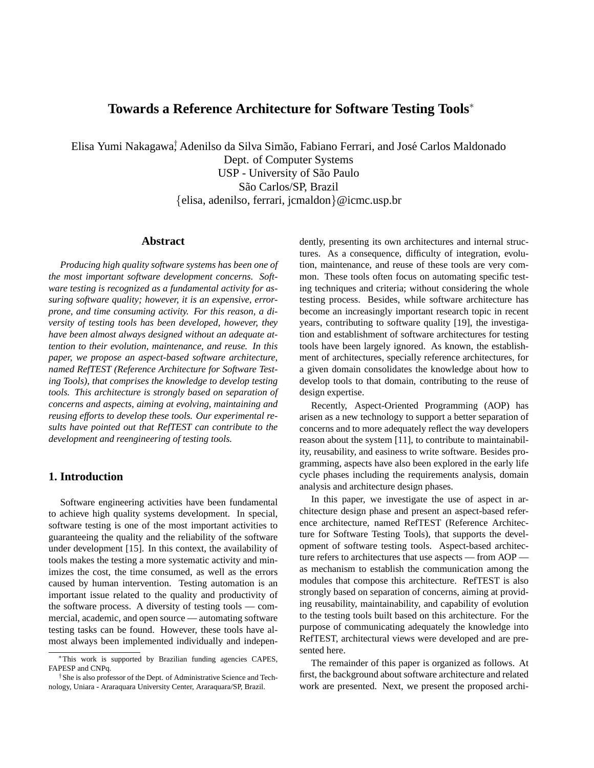# Towards a Reference Architecture for Software Testing Tools*

Elisa Yumi Nakagawa†, Adenilso da Silva Simão, Fabiano Ferrari, and José Carlos Maldonado
Dept. of Computer Systems
USP - University of São Paulo
São Carlos/SP, Brazil
{elisa, adenilso, ferrari, jcmaldon}@icmc.usp.br

## Abstract

*Producing high quality software systems has been one of the most important software development concerns. Software testing is recognized as a fundamental activity for assuring software quality; however, it is an expensive, error-prone, and time consuming activity. For this reason, a diversity of testing tools has been developed, however, they have been almost always designed without an adequate attention to their evolution, maintenance, and reuse. In this paper, we propose an aspect-based software architecture, named RefTEST (Reference Architecture for Software Testing Tools), that comprises the knowledge to develop testing tools. This architecture is strongly based on separation of concerns and aspects, aiming at evolving, maintaining and reusing efforts to develop these tools. Our experimental results have pointed out that RefTEST can contribute to the development and reengineering of testing tools.*

## 1. Introduction

Software engineering activities have been fundamental to achieve high quality systems development. In special, software testing is one of the most important activities to guaranteeing the quality and the reliability of the software under development [15]. In this context, the availability of tools makes the testing a more systematic activity and minimizes the cost, the time consumed, as well as the errors caused by human intervention. Testing automation is an important issue related to the quality and productivity of the software process. A diversity of testing tools — commercial, academic, and open source — automating software testing tasks can be found. However, these tools have almost always been implemented individually and independently, presenting its own architectures and internal structures. As a consequence, difficulty of integration, evolution, maintenance, and reuse of these tools are very common. These tools often focus on automating specific testing techniques and criteria; without considering the whole testing process. Besides, while software architecture has become an increasingly important research topic in recent years, contributing to software quality [19], the investigation and establishment of software architectures for testing tools have been largely ignored. As known, the establishment of architectures, specially reference architectures, for a given domain consolidates the knowledge about how to develop tools to that domain, contributing to the reuse of design expertise.

Recently, Aspect-Oriented Programming (AOP) has arisen as a new technology to support a better separation of concerns and to more adequately reflect the way developers reason about the system [11], to contribute to maintainability, reusability, and easiness to write software. Besides programming, aspects have also been explored in the early life cycle phases including the requirements analysis, domain analysis and architecture design phases.

In this paper, we investigate the use of aspect in architecture design phase and present an aspect-based reference architecture, named RefTEST (Reference Architecture for Software Testing Tools), that supports the development of software testing tools. Aspect-based architecture refers to architectures that use aspects — from AOP — as mechanism to establish the communication among the modules that compose this architecture. RefTEST is also strongly based on separation of concerns, aiming at providing reusability, maintainability, and capability of evolution to the testing tools built based on this architecture. For the purpose of communicating adequately the knowledge into RefTEST, architectural views were developed and are presented here.

The remainder of this paper is organized as follows. At first, the background about software architecture and related work are presented. Next, we present the proposed archi-

*This work is supported by Brazilian funding agencies CAPES, FAPESP and CNPq.

†She is also professor of the Dept. of Administrative Science and Technology, Uniara - Araraquara University Center, Araraquara/SP, Brazil.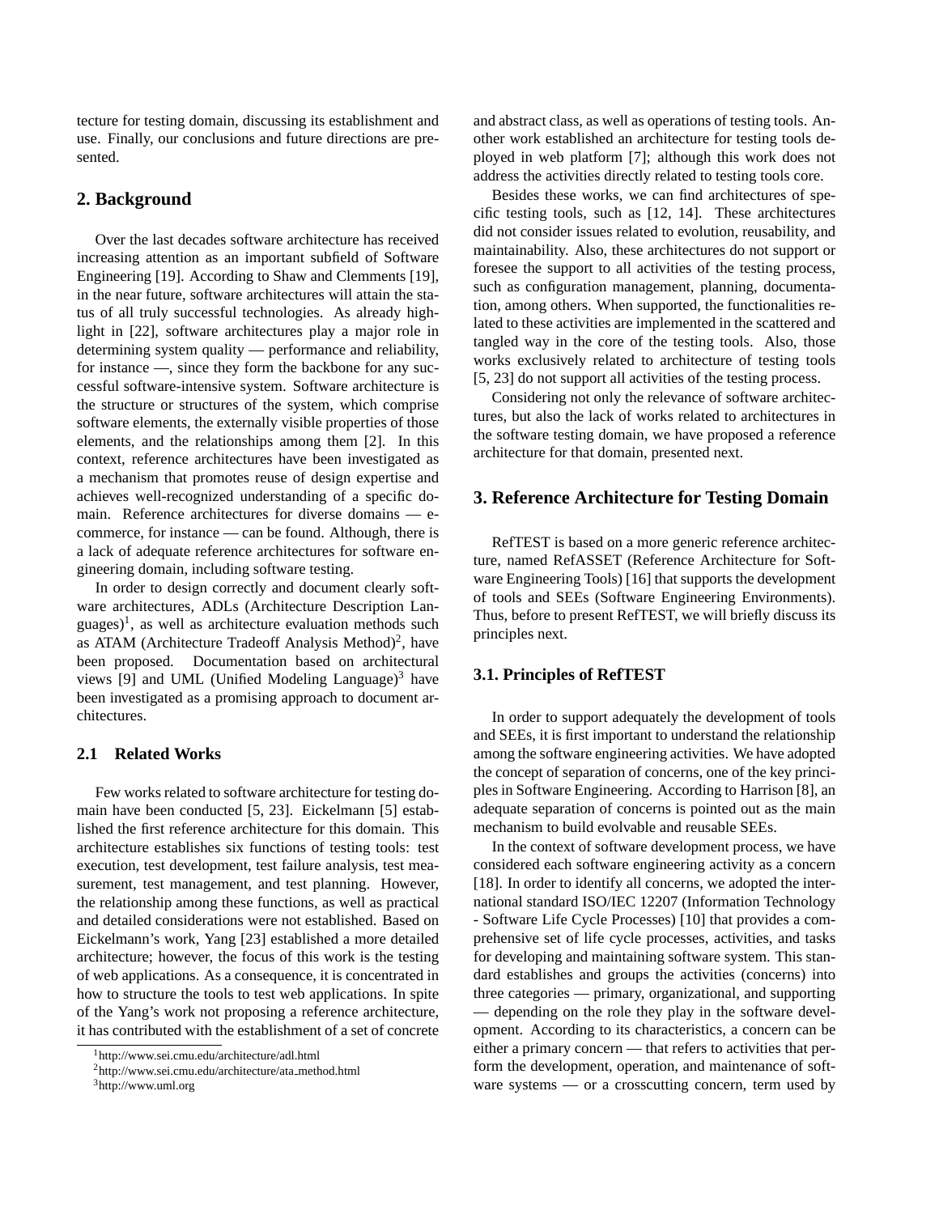tecture for testing domain, discussing its establishment and use. Finally, our conclusions and future directions are presented.

## 2. Background

Over the last decades software architecture has received increasing attention as an important subfield of Software Engineering [19]. According to Shaw and Clemments [19], in the near future, software architectures will attain the status of all truly successful technologies. As already highlight in [22], software architectures play a major role in determining system quality — performance and reliability, for instance —, since they form the backbone for any successful software-intensive system. Software architecture is the structure or structures of the system, which comprise software elements, the externally visible properties of those elements, and the relationships among them [2]. In this context, reference architectures have been investigated as a mechanism that promotes reuse of design expertise and achieves well-recognized understanding of a specific domain. Reference architectures for diverse domains — e-commerce, for instance — can be found. Although, there is a lack of adequate reference architectures for software engineering domain, including software testing.

In order to design correctly and document clearly software architectures, ADLs (Architecture Description Languages)[1], as well as architecture evaluation methods such as ATAM (Architecture Tradeoff Analysis Method)[2], have been proposed. Documentation based on architectural views [9] and UML (Unified Modeling Language)[3] have been investigated as a promising approach to document architectures.

### 2.1 Related Works

Few works related to software architecture for testing domain have been conducted [5, 23]. Eickelmann [5] established the first reference architecture for this domain. This architecture establishes six functions of testing tools: test execution, test development, test failure analysis, test measurement, test management, and test planning. However, the relationship among these functions, as well as practical and detailed considerations were not established. Based on Eickelmann's work, Yang [23] established a more detailed architecture; however, the focus of this work is the testing of web applications. As a consequence, it is concentrated in how to structure the tools to test web applications. In spite of the Yang's work not proposing a reference architecture, it has contributed with the establishment of a set of concrete and abstract class, as well as operations of testing tools. Another work established an architecture for testing tools deployed in web platform [7]; although this work does not address the activities directly related to testing tools core.

Besides these works, we can find architectures of specific testing tools, such as [12, 14]. These architectures did not consider issues related to evolution, reusability, and maintainability. Also, these architectures do not support or foresee the support to all activities of the testing process, such as configuration management, planning, documentation, among others. When supported, the functionalities related to these activities are implemented in the scattered and tangled way in the core of the testing tools. Also, those works exclusively related to architecture of testing tools [5, 23] do not support all activities of the testing process.

Considering not only the relevance of software architectures, but also the lack of works related to architectures in the software testing domain, we have proposed a reference architecture for that domain, presented next.

## 3. Reference Architecture for Testing Domain

RefTEST is based on a more generic reference architecture, named RefASSET (Reference Architecture for Software Engineering Tools) [16] that supports the development of tools and SEEs (Software Engineering Environments). Thus, before to present RefTEST, we will briefly discuss its principles next.

### 3.1. Principles of RefTEST

In order to support adequately the development of tools and SEEs, it is first important to understand the relationship among the software engineering activities. We have adopted the concept of separation of concerns, one of the key principles in Software Engineering. According to Harrison [8], an adequate separation of concerns is pointed out as the main mechanism to build evolvable and reusable SEEs.

In the context of software development process, we have considered each software engineering activity as a concern [18]. In order to identify all concerns, we adopted the international standard ISO/IEC 12207 (Information Technology - Software Life Cycle Processes) [10] that provides a comprehensive set of life cycle processes, activities, and tasks for developing and maintaining software system. This standard establishes and groups the activities (concerns) into three categories — primary, organizational, and supporting — depending on the role they play in the software development. According to its characteristics, a concern can be either a primary concern — that refers to activities that perform the development, operation, and maintenance of software systems — or a crosscutting concern, term used by

[1] http://www.sei.cmu.edu/architecture/adl.html

[2] http://www.sei.cmu.edu/architecture/ata_method.html

[3] http://www.uml.org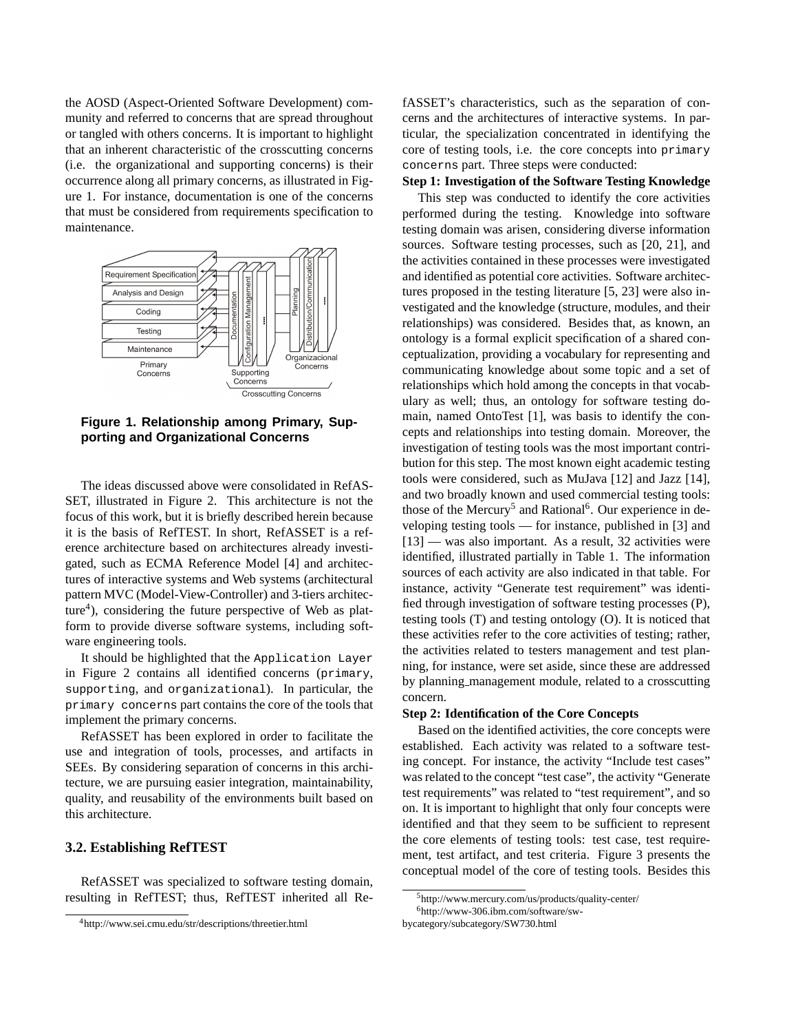the AOSD (Aspect-Oriented Software Development) community and referred to concerns that are spread throughout or tangled with others concerns. It is important to highlight that an inherent characteristic of the crosscutting concerns (i.e. the organizational and supporting concerns) is their occurrence along all primary concerns, as illustrated in Figure 1. For instance, documentation is one of the concerns that must be considered from requirements specification to maintenance.

**Figure 1. Relationship among Primary, Supporting and Organizational Concerns**

The ideas discussed above were consolidated in RefASSET, illustrated in Figure 2. This architecture is not the focus of this work, but it is briefly described herein because it is the basis of RefTEST. In short, RefASSET is a reference architecture based on architectures already investigated, such as ECMA Reference Model [4] and architectures of interactive systems and Web systems (architectural pattern MVC (Model-View-Controller) and 3-tiers architecture[4]), considering the future perspective of Web as platform to provide diverse software systems, including software engineering tools.

It should be highlighted that the `Application Layer` in Figure 2 contains all identified concerns (`primary`, `supporting`, and `organizational`). In particular, the `primary concerns` part contains the core of the tools that implement the primary concerns.

RefASSET has been explored in order to facilitate the use and integration of tools, processes, and artifacts in SEEs. By considering separation of concerns in this architecture, we are pursuing easier integration, maintainability, quality, and reusability of the environments built based on this architecture.

### 3.2. Establishing RefTEST

RefASSET was specialized to software testing domain, resulting in RefTEST; thus, RefTEST inherited all RefASSET's characteristics, such as the separation of concerns and the architectures of interactive systems. In particular, the specialization concentrated in identifying the core of testing tools, i.e. the core concepts into `primary concerns` part. Three steps were conducted:

**Step 1: Investigation of the Software Testing Knowledge**

This step was conducted to identify the core activities performed during the testing. Knowledge into software testing domain was arisen, considering diverse information sources. Software testing processes, such as [20, 21], and the activities contained in these processes were investigated and identified as potential core activities. Software architectures proposed in the testing literature [5, 23] were also investigated and the knowledge (structure, modules, and their relationships) was considered. Besides that, as known, an ontology is a formal explicit specification of a shared conceptualization, providing a vocabulary for representing and communicating knowledge about some topic and a set of relationships which hold among the concepts in that vocabulary as well; thus, an ontology for software testing domain, named OntoTest [1], was basis to identify the concepts and relationships into testing domain. Moreover, the investigation of testing tools was the most important contribution for this step. The most known eight academic testing tools were considered, such as MuJava [12] and Jazz [14], and two broadly known and used commercial testing tools: those of the Mercury[5] and Rational[6]. Our experience in developing testing tools — for instance, published in [3] and [13] — was also important. As a result, 32 activities were identified, illustrated partially in Table 1. The information sources of each activity are also indicated in that table. For instance, activity "Generate test requirement" was identified through investigation of software testing processes (P), testing tools (T) and testing ontology (O). It is noticed that these activities refer to the core activities of testing; rather, the activities related to testers management and test planning, for instance, were set aside, since these are addressed by planning_management module, related to a crosscutting concern.

**Step 2: Identification of the Core Concepts**

Based on the identified activities, the core concepts were established. Each activity was related to a software testing concept. For instance, the activity "Include test cases" was related to the concept "test case", the activity "Generate test requirements" was related to "test requirement", and so on. It is important to highlight that only four concepts were identified and that they seem to be sufficient to represent the core elements of testing tools: test case, test requirement, test artifact, and test criteria. Figure 3 presents the conceptual model of the core of testing tools. Besides this

[4] http://www.sei.cmu.edu/str/descriptions/threetier.html

[5] http://www.mercury.com/us/products/quality-center/

[6] http://www-306.ibm.com/software/sw-bycategory/subcategory/SW730.html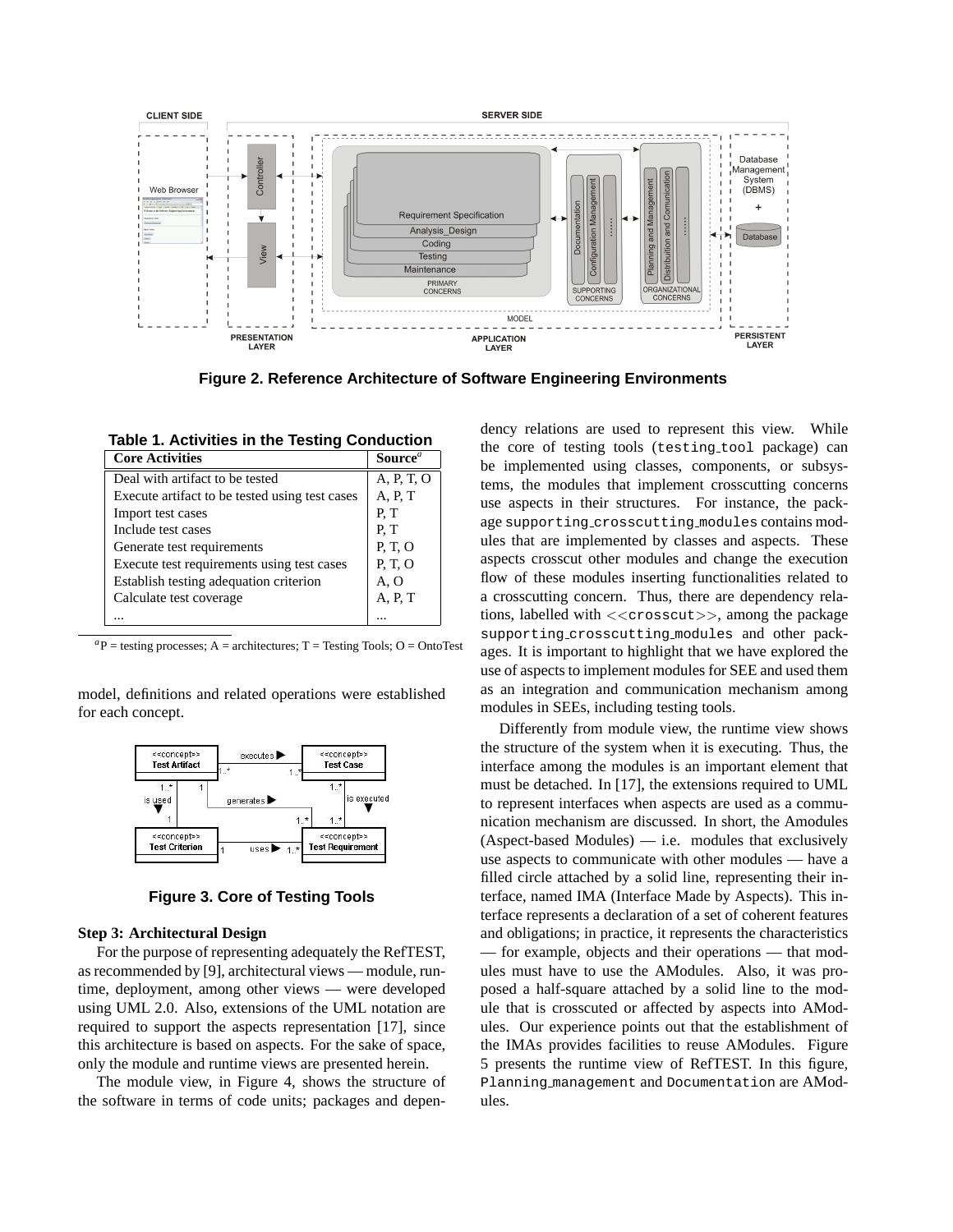Figure 2. Reference Architecture of Software Engineering Environments

**Table 1. Activities in the Testing Conduction**

| Core Activities | Source[a] |
|---|---|
| Deal with artifact to be tested | A, P, T, O |
| Execute artifact to be tested using test cases | A, P, T |
| Import test cases | P, T |
| Include test cases | P, T |
| Generate test requirements | P, T, O |
| Execute test requirements using test cases | P, T, O |
| Establish testing adequation criterion | A, O |
| Calculate test coverage | A, P, T |
| ... | ... |

[a]P = testing processes; A = architectures; T = Testing Tools; O = OntoTest

model, definitions and related operations were established for each concept.

Figure 3. Core of Testing Tools

**Step 3: Architectural Design**

For the purpose of representing adequately the RefTEST, as recommended by [9], architectural views — module, runtime, deployment, among other views — were developed using UML 2.0. Also, extensions of the UML notation are required to support the aspects representation [17], since this architecture is based on aspects. For the sake of space, only the module and runtime views are presented herein.

The module view, in Figure 4, shows the structure of the software in terms of code units; packages and dependency relations are used to represent this view. While the core of testing tools (`testing_tool` package) can be implemented using classes, components, or subsystems, the modules that implement crosscutting concerns use aspects in their structures. For instance, the package `supporting_crosscutting_modules` contains modules that are implemented by classes and aspects. These aspects crosscut other modules and change the execution flow of these modules inserting functionalities related to a crosscutting concern. Thus, there are dependency relations, labelled with <<`crosscut`>>, among the package `supporting_crosscutting_modules` and other packages. It is important to highlight that we have explored the use of aspects to implement modules for SEE and used them as an integration and communication mechanism among modules in SEEs, including testing tools.

Differently from module view, the runtime view shows the structure of the system when it is executing. Thus, the interface among the modules is an important element that must be detached. In [17], the extensions required to UML to represent interfaces when aspects are used as a communication mechanism are discussed. In short, the Amodules (Aspect-based Modules) — i.e. modules that exclusively use aspects to communicate with other modules — have a filled circle attached by a solid line, representing their interface, named IMA (Interface Made by Aspects). This interface represents a declaration of a set of coherent features and obligations; in practice, it represents the characteristics — for example, objects and their operations — that modules must have to use the AModules. Also, it was proposed a half-square attached by a solid line to the module that is crosscuted or affected by aspects into AModules. Our experience points out that the establishment of the IMAs provides facilities to reuse AModules. Figure 5 presents the runtime view of RefTEST. In this figure, `Planning_management` and `Documentation` are AModules.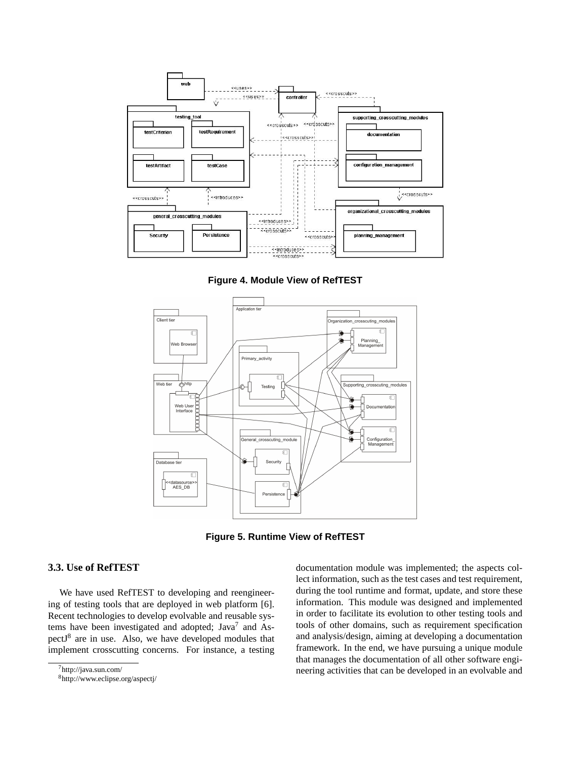Figure 4. Module View of RefTEST

Figure 5. Runtime View of RefTEST

### 3.3. Use of RefTEST

We have used RefTEST to developing and reengineering of testing tools that are deployed in web platform [6]. Recent technologies to develop evolvable and reusable systems have been investigated and adopted; Java[7] and AspectJ[8] are in use. Also, we have developed modules that implement crosscutting concerns. For instance, a testing documentation module was implemented; the aspects collect information, such as the test cases and test requirement, during the tool runtime and format, update, and store these information. This module was designed and implemented in order to facilitate its evolution to other testing tools and tools of other domains, such as requirement specification and analysis/design, aiming at developing a documentation framework. In the end, we have pursuing a unique module that manages the documentation of all other software engineering activities that can be developed in an evolvable and

[7] http://java.sun.com/

[8] http://www.eclipse.org/aspectj/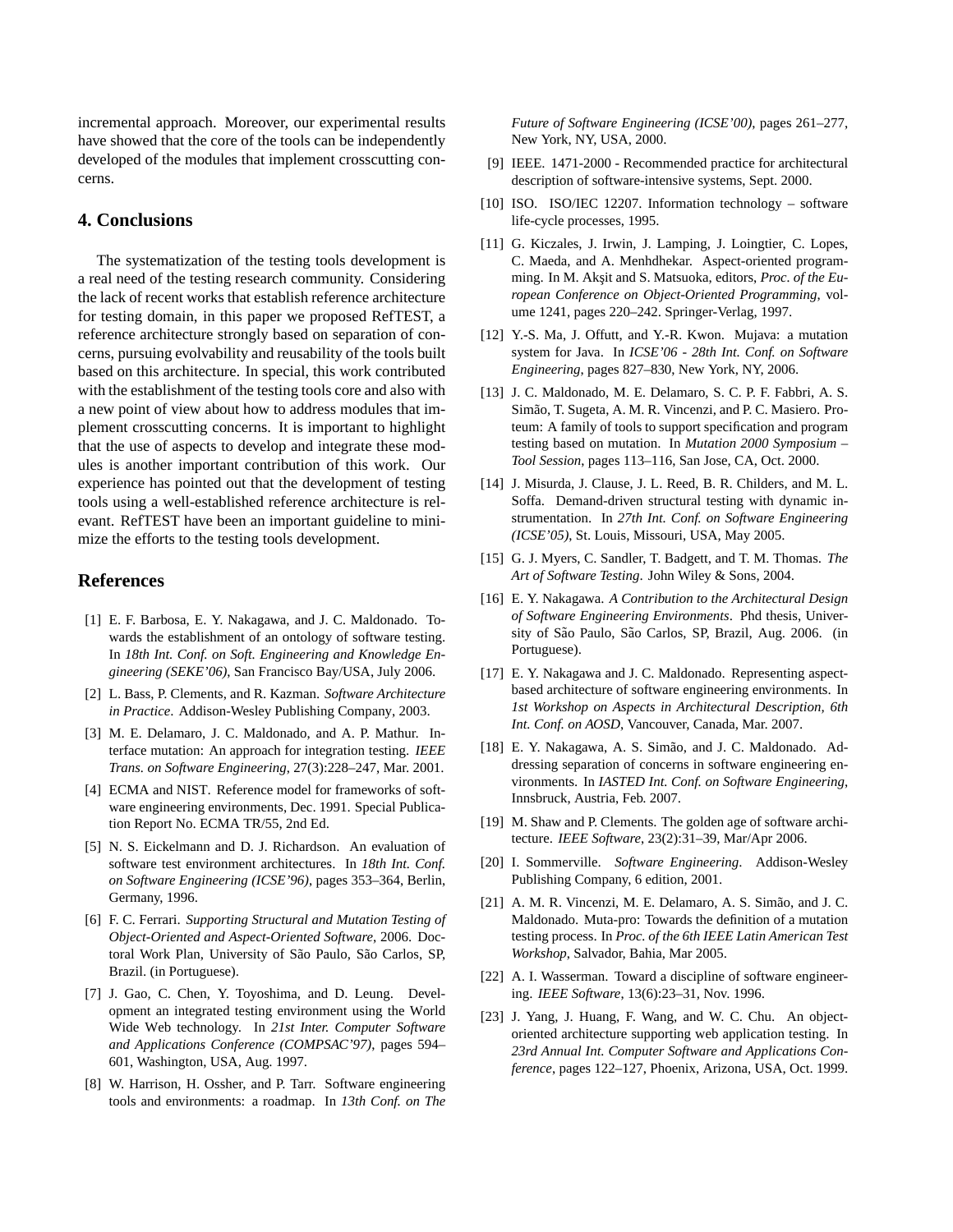incremental approach. Moreover, our experimental results have showed that the core of the tools can be independently developed of the modules that implement crosscutting concerns.

## 4. Conclusions

The systematization of the testing tools development is a real need of the testing research community. Considering the lack of recent works that establish reference architecture for testing domain, in this paper we proposed RefTEST, a reference architecture strongly based on separation of concerns, pursuing evolvability and reusability of the tools built based on this architecture. In special, this work contributed with the establishment of the testing tools core and also with a new point of view about how to address modules that implement crosscutting concerns. It is important to highlight that the use of aspects to develop and integrate these modules is another important contribution of this work. Our experience has pointed out that the development of testing tools using a well-established reference architecture is relevant. RefTEST have been an important guideline to minimize the efforts to the testing tools development.

## References

[1] E. F. Barbosa, E. Y. Nakagawa, and J. C. Maldonado. Towards the establishment of an ontology of software testing. In *18th Int. Conf. on Soft. Engineering and Knowledge Engineering (SEKE'06)*, San Francisco Bay/USA, July 2006.

[2] L. Bass, P. Clements, and R. Kazman. *Software Architecture in Practice*. Addison-Wesley Publishing Company, 2003.

[3] M. E. Delamaro, J. C. Maldonado, and A. P. Mathur. Interface mutation: An approach for integration testing. *IEEE Trans. on Software Engineering*, 27(3):228–247, Mar. 2001.

[4] ECMA and NIST. Reference model for frameworks of software engineering environments, Dec. 1991. Special Publication Report No. ECMA TR/55, 2nd Ed.

[5] N. S. Eickelmann and D. J. Richardson. An evaluation of software test environment architectures. In *18th Int. Conf. on Software Engineering (ICSE'96)*, pages 353–364, Berlin, Germany, 1996.

[6] F. C. Ferrari. *Supporting Structural and Mutation Testing of Object-Oriented and Aspect-Oriented Software*, 2006. Doctoral Work Plan, University of São Paulo, São Carlos, SP, Brazil. (in Portuguese).

[7] J. Gao, C. Chen, Y. Toyoshima, and D. Leung. Development an integrated testing environment using the World Wide Web technology. In *21st Inter. Computer Software and Applications Conference (COMPSAC'97)*, pages 594–601, Washington, USA, Aug. 1997.

[8] W. Harrison, H. Ossher, and P. Tarr. Software engineering tools and environments: a roadmap. In *13th Conf. on The Future of Software Engineering (ICSE'00)*, pages 261–277, New York, NY, USA, 2000.

[9] IEEE. 1471-2000 - Recommended practice for architectural description of software-intensive systems, Sept. 2000.

[10] ISO. ISO/IEC 12207. Information technology – software life-cycle processes, 1995.

[11] G. Kiczales, J. Irwin, J. Lamping, J. Loingtier, C. Lopes, C. Maeda, and A. Menhdhekar. Aspect-oriented programming. In M. Akşit and S. Matsuoka, editors, *Proc. of the European Conference on Object-Oriented Programming*, volume 1241, pages 220–242. Springer-Verlag, 1997.

[12] Y.-S. Ma, J. Offutt, and Y.-R. Kwon. Mujava: a mutation system for Java. In *ICSE'06 - 28th Int. Conf. on Software Engineering*, pages 827–830, New York, NY, 2006.

[13] J. C. Maldonado, M. E. Delamaro, S. C. P. F. Fabbri, A. S. Simão, T. Sugeta, A. M. R. Vincenzi, and P. C. Masiero. Proteum: A family of tools to support specification and program testing based on mutation. In *Mutation 2000 Symposium – Tool Session*, pages 113–116, San Jose, CA, Oct. 2000.

[14] J. Misurda, J. Clause, J. L. Reed, B. R. Childers, and M. L. Soffa. Demand-driven structural testing with dynamic instrumentation. In *27th Int. Conf. on Software Engineering (ICSE'05)*, St. Louis, Missouri, USA, May 2005.

[15] G. J. Myers, C. Sandler, T. Badgett, and T. M. Thomas. *The Art of Software Testing*. John Wiley & Sons, 2004.

[16] E. Y. Nakagawa. *A Contribution to the Architectural Design of Software Engineering Environments*. Phd thesis, University of São Paulo, São Carlos, SP, Brazil, Aug. 2006. (in Portuguese).

[17] E. Y. Nakagawa and J. C. Maldonado. Representing aspect-based architecture of software engineering environments. In *1st Workshop on Aspects in Architectural Description, 6th Int. Conf. on AOSD*, Vancouver, Canada, Mar. 2007.

[18] E. Y. Nakagawa, A. S. Simão, and J. C. Maldonado. Addressing separation of concerns in software engineering environments. In *IASTED Int. Conf. on Software Engineering*, Innsbruck, Austria, Feb. 2007.

[19] M. Shaw and P. Clements. The golden age of software architecture. *IEEE Software*, 23(2):31–39, Mar/Apr 2006.

[20] I. Sommerville. *Software Engineering*. Addison-Wesley Publishing Company, 6 edition, 2001.

[21] A. M. R. Vincenzi, M. E. Delamaro, A. S. Simão, and J. C. Maldonado. Muta-pro: Towards the definition of a mutation testing process. In *Proc. of the 6th IEEE Latin American Test Workshop*, Salvador, Bahia, Mar 2005.

[22] A. I. Wasserman. Toward a discipline of software engineering. *IEEE Software*, 13(6):23–31, Nov. 1996.

[23] J. Yang, J. Huang, F. Wang, and W. C. Chu. An object-oriented architecture supporting web application testing. In *23rd Annual Int. Computer Software and Applications Conference*, pages 122–127, Phoenix, Arizona, USA, Oct. 1999.